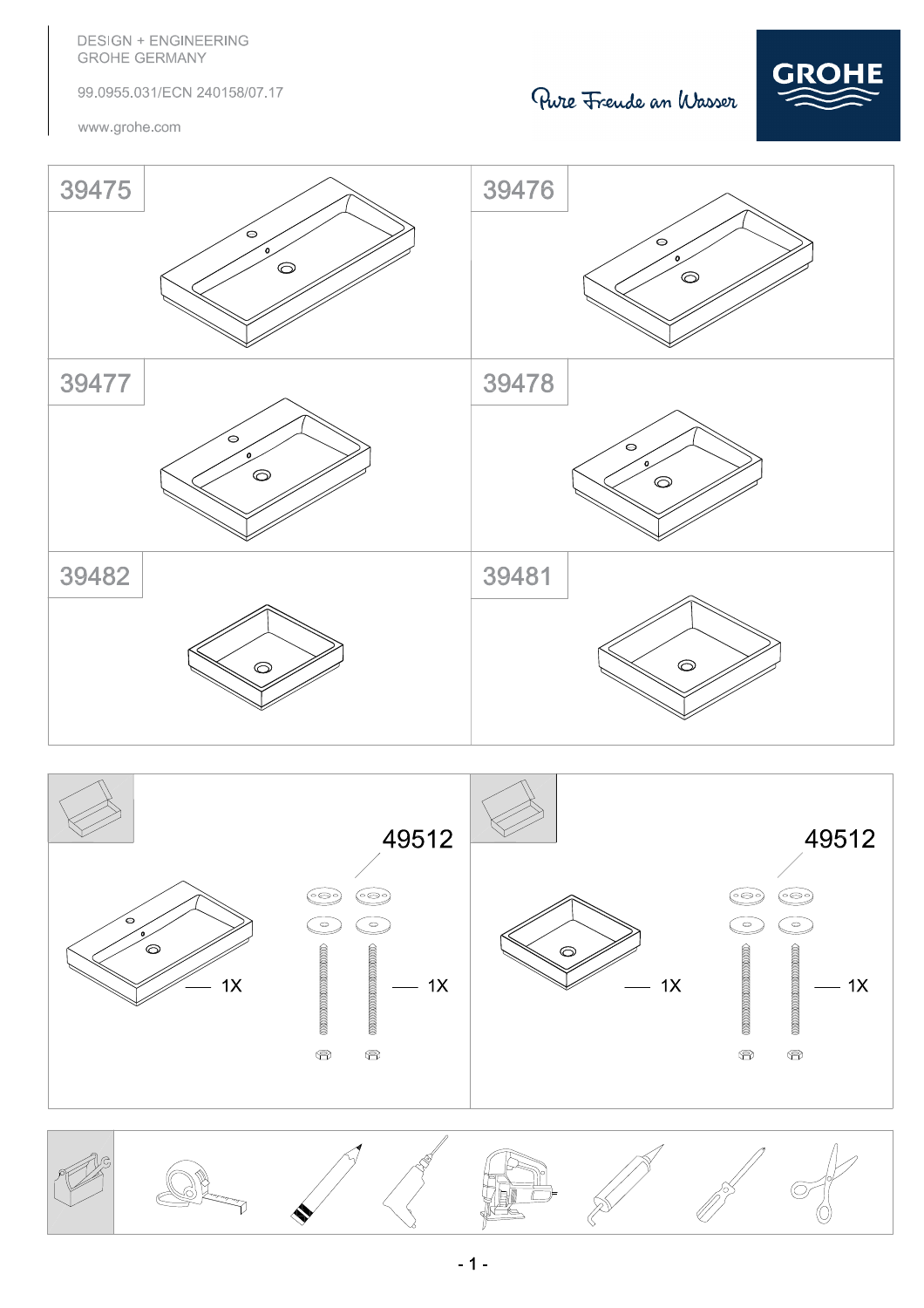DESIGN + ENGINEERING
GROHE GERMANY

99.0955.031/ECN 240158/07.17

www.grohe.com

Pure Freude an Wasser

GROHE

39475

39476

39477

39478

39482

39481

49512

1X

1X

49512

1X

1X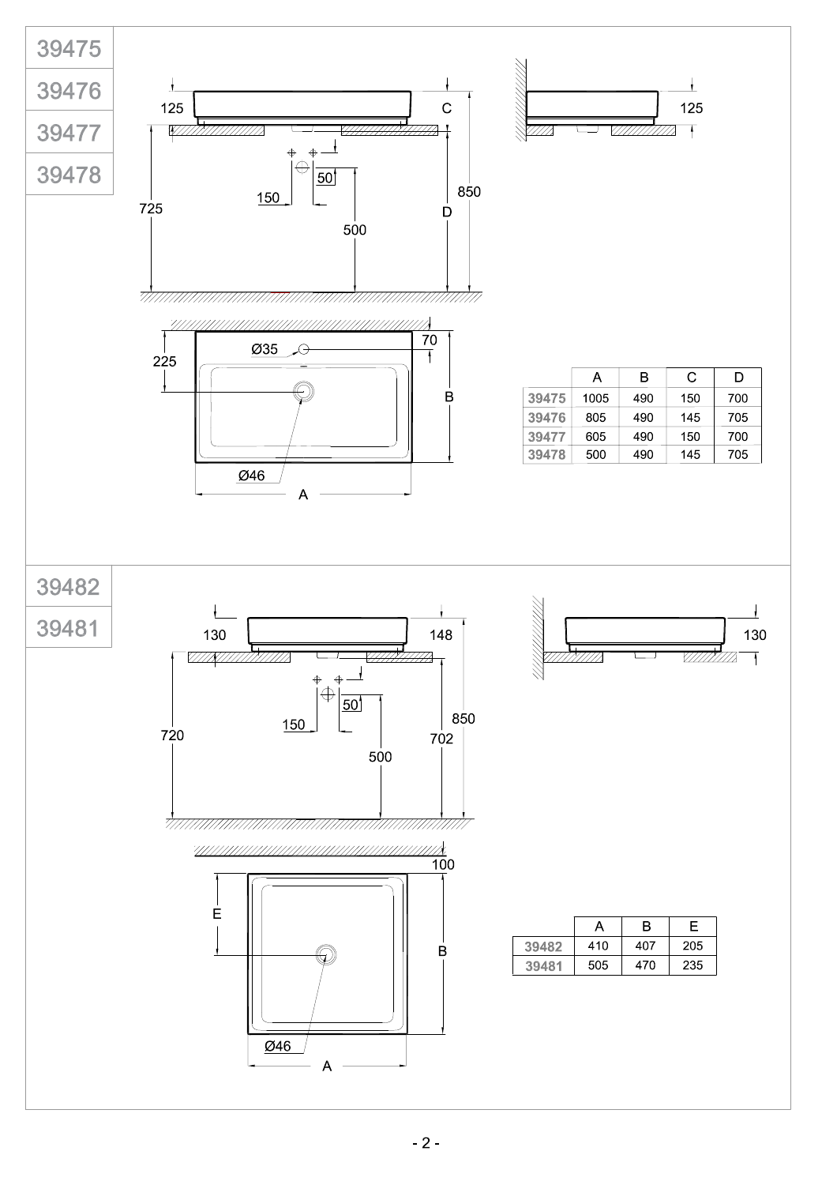## 39475 / 39476 / 39477 / 39478

125 C 850 725 D 150 50 500 125

225 Ø35 70 B Ø46 A

| | A | B | C | D |
|---|---|---|---|---|
| 39475 | 1005 | 490 | 150 | 700 |
| 39476 | 805 | 490 | 145 | 705 |
| 39477 | 605 | 490 | 150 | 700 |
| 39478 | 500 | 490 | 145 | 705 |

## 39482 / 39481

130 148 850 720 702 150 50 500 130

100 E B Ø46 A

| | A | B | E |
|---|---|---|---|
| 39482 | 410 | 407 | 205 |
| 39481 | 505 | 470 | 235 |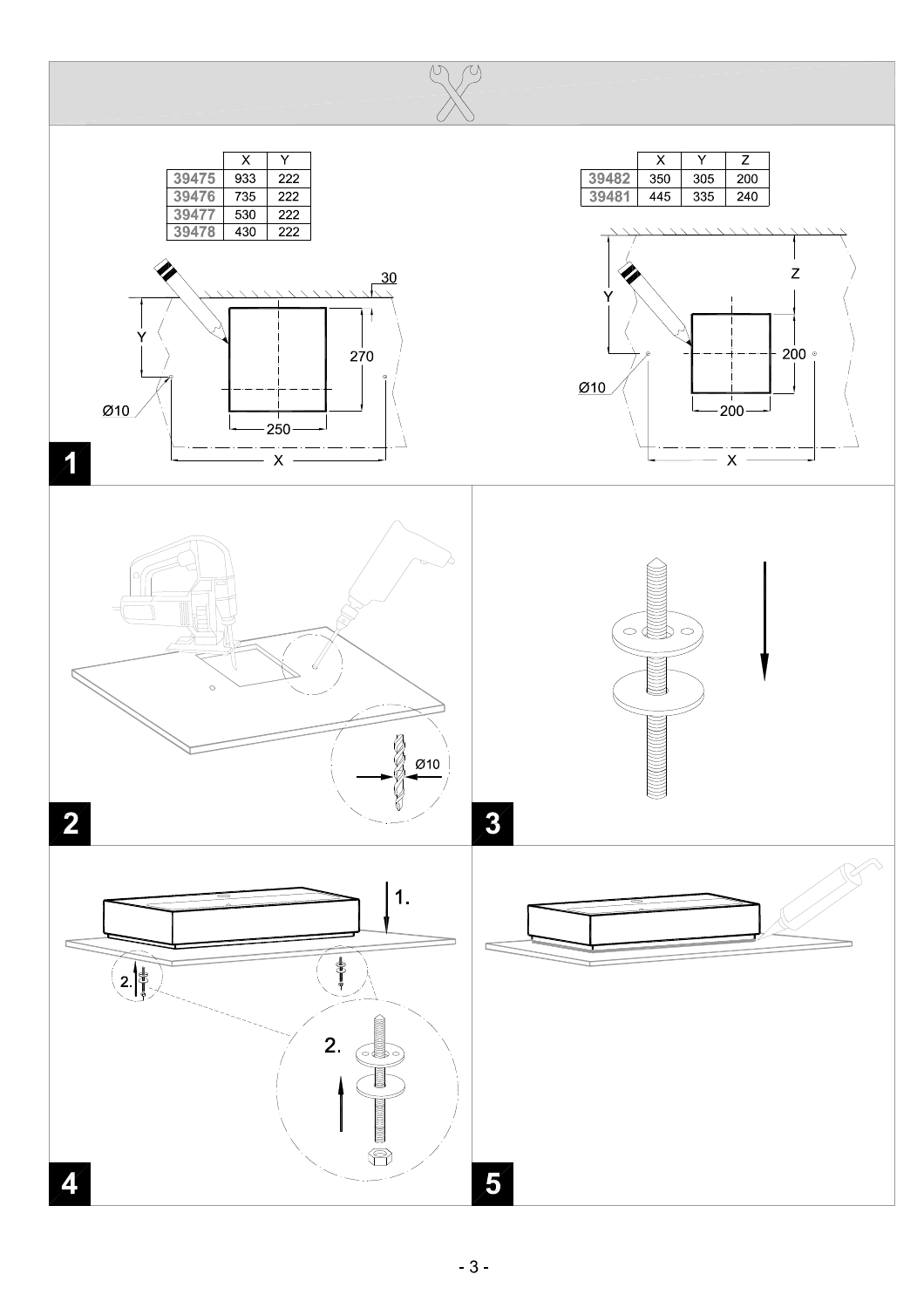| | X | Y |
|---|---|---|
| 39475 | 933 | 222 |
| 39476 | 735 | 222 |
| 39477 | 530 | 222 |
| 39478 | 430 | 222 |

| | X | Y | Z |
|---|---|---|---|
| 39482 | 350 | 305 | 200 |
| 39481 | 445 | 335 | 240 |

**1**

30

Y

270

Ø10

250

X

Z

Y

200

Ø10

200

X

**2**

Ø10

**3**

**4**

1.

2.

**5**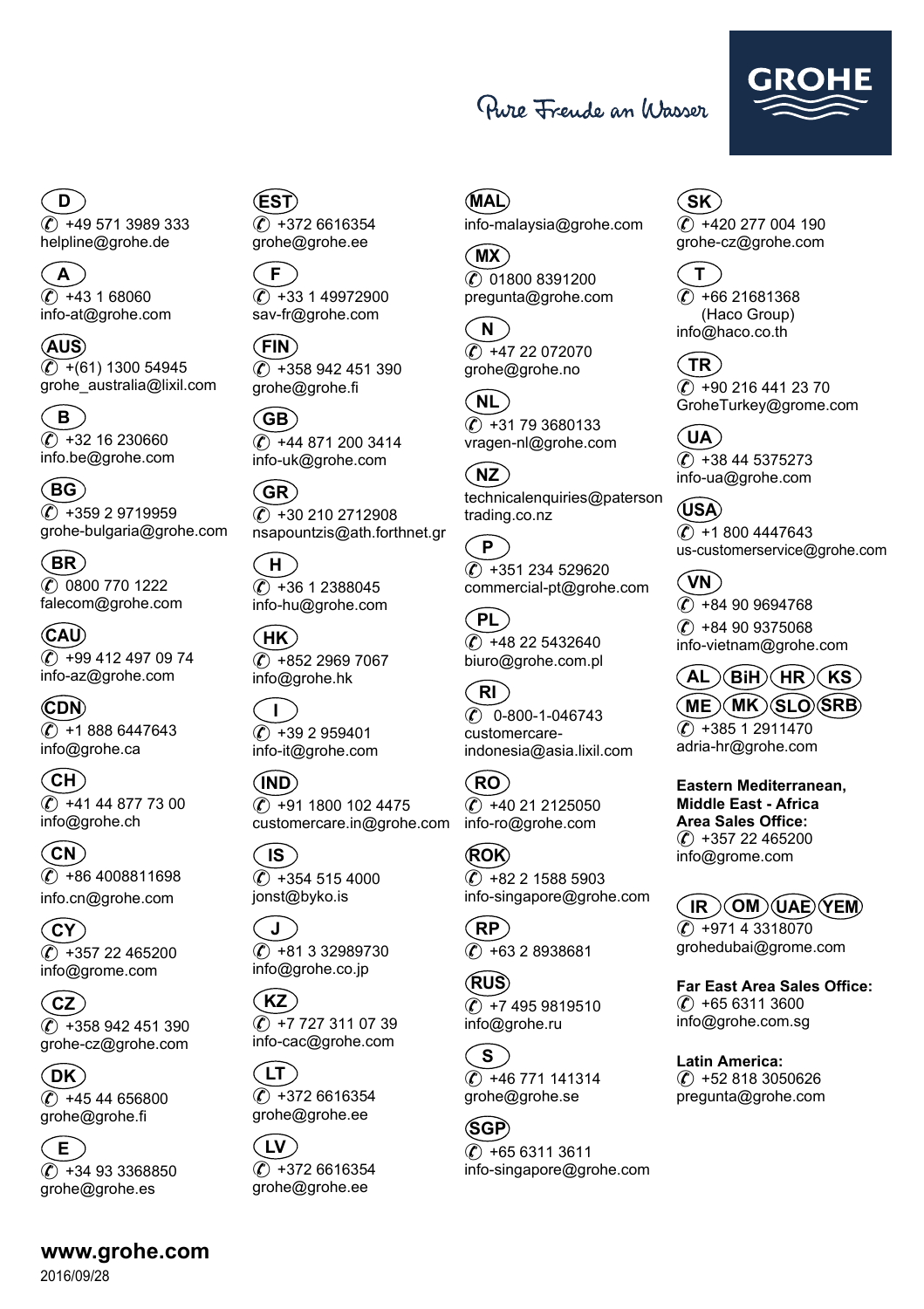Pure Freude an Wasser

GROHE

**D**
✆ +49 571 3989 333
helpline@grohe.de

**A**
✆ +43 1 68060
info-at@grohe.com

**AUS**
✆ +(61) 1300 54945
grohe_australia@lixil.com

**B**
✆ +32 16 230660
info.be@grohe.com

**BG**
✆ +359 2 9719959
grohe-bulgaria@grohe.com

**BR**
✆ 0800 770 1222
falecom@grohe.com

**CAU**
✆ +99 412 497 09 74
info-az@grohe.com

**CDN**
✆ +1 888 6447643
info@grohe.ca

**CH**
✆ +41 44 877 73 00
info@grohe.ch

**CN**
✆ +86 4008811698
info.cn@grohe.com

**CY**
✆ +357 22 465200
info@grome.com

**CZ**
✆ +358 942 451 390
grohe-cz@grohe.com

**DK**
✆ +45 44 656800
grohe@grohe.fi

**E**
✆ +34 93 3368850
grohe@grohe.es

**EST**
✆ +372 6616354
grohe@grohe.ee

**F**
✆ +33 1 49972900
sav-fr@grohe.com

**FIN**
✆ +358 942 451 390
grohe@grohe.fi

**GB**
✆ +44 871 200 3414
info-uk@grohe.com

**GR**
✆ +30 210 2712908
nsapountzis@ath.forthnet.gr

**H**
✆ +36 1 2388045
info-hu@grohe.com

**HK**
✆ +852 2969 7067
info@grohe.hk

**I**
✆ +39 2 959401
info-it@grohe.com

**IND**
✆ +91 1800 102 4475
customercare.in@grohe.com

**IS**
✆ +354 515 4000
jonst@byko.is

**J**
✆ +81 3 32989730
info@grohe.co.jp

**KZ**
✆ +7 727 311 07 39
info-cac@grohe.com

**LT**
✆ +372 6616354
grohe@grohe.ee

**LV**
✆ +372 6616354
grohe@grohe.ee

**MAL**
info-malaysia@grohe.com

**MX**
✆ 01800 8391200
pregunta@grohe.com

**N**
✆ +47 22 072070
grohe@grohe.no

**NL**
✆ +31 79 3680133
vragen-nl@grohe.com

**NZ**
technicalenquiries@patersontrading.co.nz

**P**
✆ +351 234 529620
commercial-pt@grohe.com

**PL**
✆ +48 22 5432640
biuro@grohe.com.pl

**RI**
✆ 0-800-1-046743
customercare-indonesia@asia.lixil.com

**RO**
✆ +40 21 2125050
info-ro@grohe.com

**ROK**
✆ +82 2 1588 5903
info-singapore@grohe.com

**RP**
✆ +63 2 8938681

**RUS**
✆ +7 495 9819510
info@grohe.ru

**S**
✆ +46 771 141314
grohe@grohe.se

**SGP**
✆ +65 6311 3611
info-singapore@grohe.com

**SK**
✆ +420 277 004 190
grohe-cz@grohe.com

**T**
✆ +66 21681368
(Haco Group)
info@haco.co.th

**TR**
✆ +90 216 441 23 70
GroheTurkey@grome.com

**UA**
✆ +38 44 5375273
info-ua@grohe.com

**USA**
✆ +1 800 4447643
us-customerservice@grohe.com

**VN**
✆ +84 90 9694768
✆ +84 90 9375068
info-vietnam@grohe.com

**AL BiH HR KS ME MK SLO SRB**
✆ +385 1 2911470
adria-hr@grohe.com

**Eastern Mediterranean, Middle East - Africa Area Sales Office:**
✆ +357 22 465200
info@grome.com

**IR OM UAE YEM**
✆ +971 4 3318070
grohedubai@grome.com

**Far East Area Sales Office:**
✆ +65 6311 3600
info@grohe.com.sg

**Latin America:**
✆ +52 818 3050626
pregunta@grohe.com

**www.grohe.com**

2016/09/28